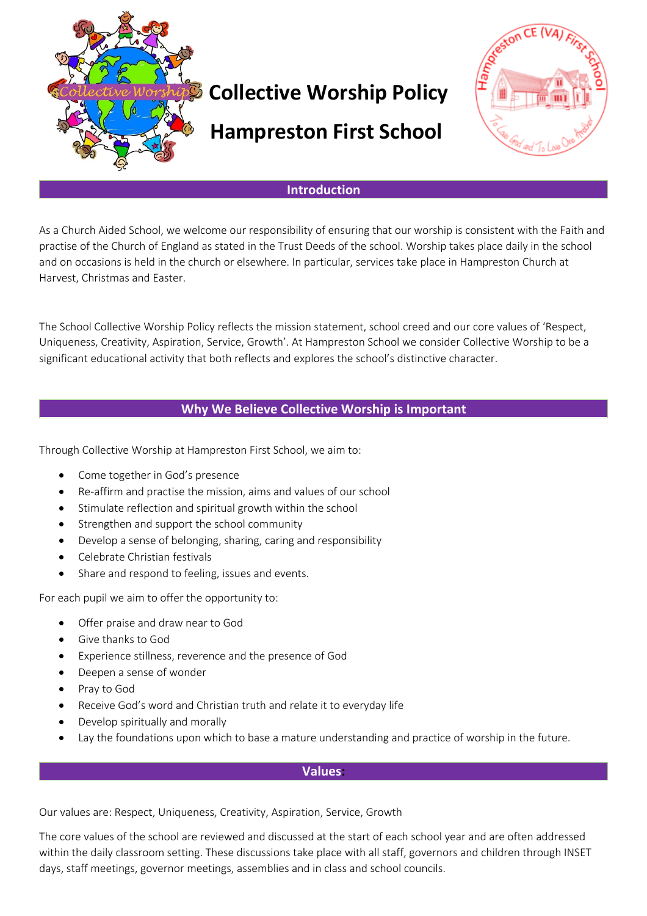# Collective Worship Policy

# Hampreston First School

## Introduction

As a Church Aided School, we welcome our responsibility of ensuring that our worship is consistent with the Faith and practise of the Church of England as stated in the Trust Deeds of the school. Worship takes place daily in the school and on occasions is held in the church or elsewhere. In particular, services take place in Hampreston Church at Harvest, Christmas and Easter.

The School Collective Worship Policy reflects the mission statement, school creed and our core values of 'Respect, Uniqueness, Creativity, Aspiration, Service, Growth'. At Hampreston School we consider Collective Worship to be a significant educational activity that both reflects and explores the school's distinctive character.

## Why We Believe Collective Worship is Important

Through Collective Worship at Hampreston First School, we aim to:

- Come together in God's presence
- Re-affirm and practise the mission, aims and values of our school
- Stimulate reflection and spiritual growth within the school
- Strengthen and support the school community
- Develop a sense of belonging, sharing, caring and responsibility
- Celebrate Christian festivals
- Share and respond to feeling, issues and events.

For each pupil we aim to offer the opportunity to:

- Offer praise and draw near to God
- Give thanks to God
- Experience stillness, reverence and the presence of God
- Deepen a sense of wonder
- Pray to God
- Receive God's word and Christian truth and relate it to everyday life
- Develop spiritually and morally
- Lay the foundations upon which to base a mature understanding and practice of worship in the future.

## Values:

Our values are: Respect, Uniqueness, Creativity, Aspiration, Service, Growth

The core values of the school are reviewed and discussed at the start of each school year and are often addressed within the daily classroom setting. These discussions take place with all staff, governors and children through INSET days, staff meetings, governor meetings, assemblies and in class and school councils.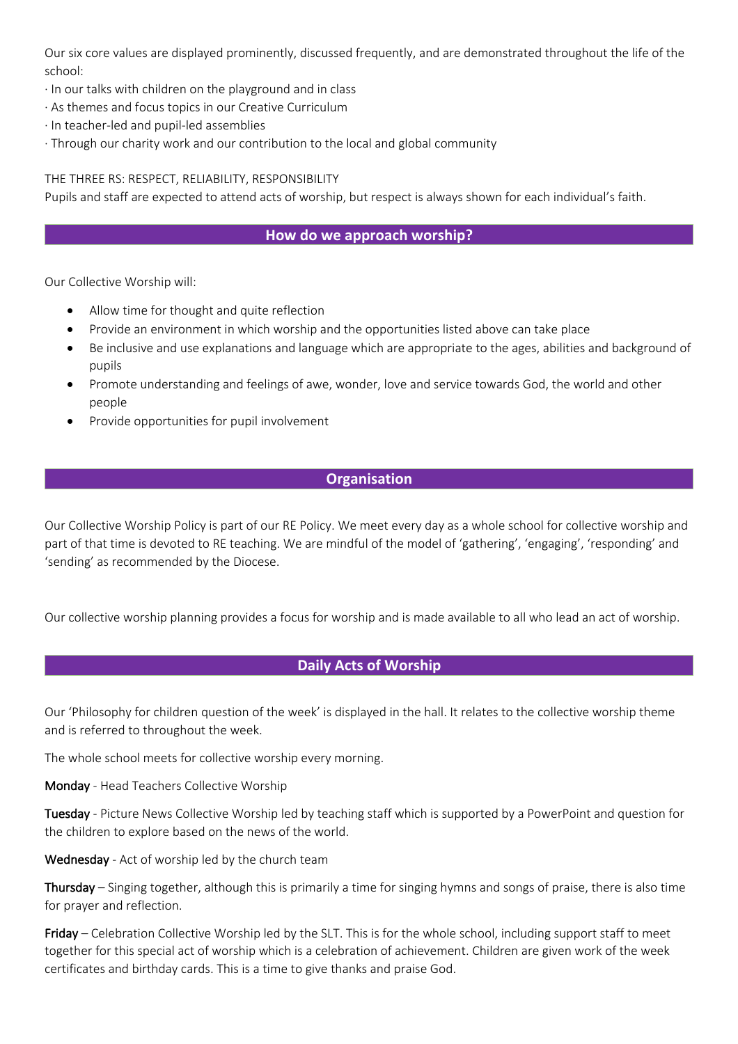Our six core values are displayed prominently, discussed frequently, and are demonstrated throughout the life of the school:

· In our talks with children on the playground and in class
· As themes and focus topics in our Creative Curriculum
· In teacher-led and pupil-led assemblies
· Through our charity work and our contribution to the local and global community

THE THREE RS: RESPECT, RELIABILITY, RESPONSIBILITY

Pupils and staff are expected to attend acts of worship, but respect is always shown for each individual's faith.

## How do we approach worship?

Our Collective Worship will:

- Allow time for thought and quite reflection
- Provide an environment in which worship and the opportunities listed above can take place
- Be inclusive and use explanations and language which are appropriate to the ages, abilities and background of pupils
- Promote understanding and feelings of awe, wonder, love and service towards God, the world and other people
- Provide opportunities for pupil involvement

## Organisation

Our Collective Worship Policy is part of our RE Policy. We meet every day as a whole school for collective worship and part of that time is devoted to RE teaching. We are mindful of the model of 'gathering', 'engaging', 'responding' and 'sending' as recommended by the Diocese.

Our collective worship planning provides a focus for worship and is made available to all who lead an act of worship.

## Daily Acts of Worship

Our 'Philosophy for children question of the week' is displayed in the hall. It relates to the collective worship theme and is referred to throughout the week.

The whole school meets for collective worship every morning.

**Monday** - Head Teachers Collective Worship

**Tuesday** - Picture News Collective Worship led by teaching staff which is supported by a PowerPoint and question for the children to explore based on the news of the world.

**Wednesday** - Act of worship led by the church team

**Thursday** – Singing together, although this is primarily a time for singing hymns and songs of praise, there is also time for prayer and reflection.

**Friday** – Celebration Collective Worship led by the SLT. This is for the whole school, including support staff to meet together for this special act of worship which is a celebration of achievement. Children are given work of the week certificates and birthday cards. This is a time to give thanks and praise God.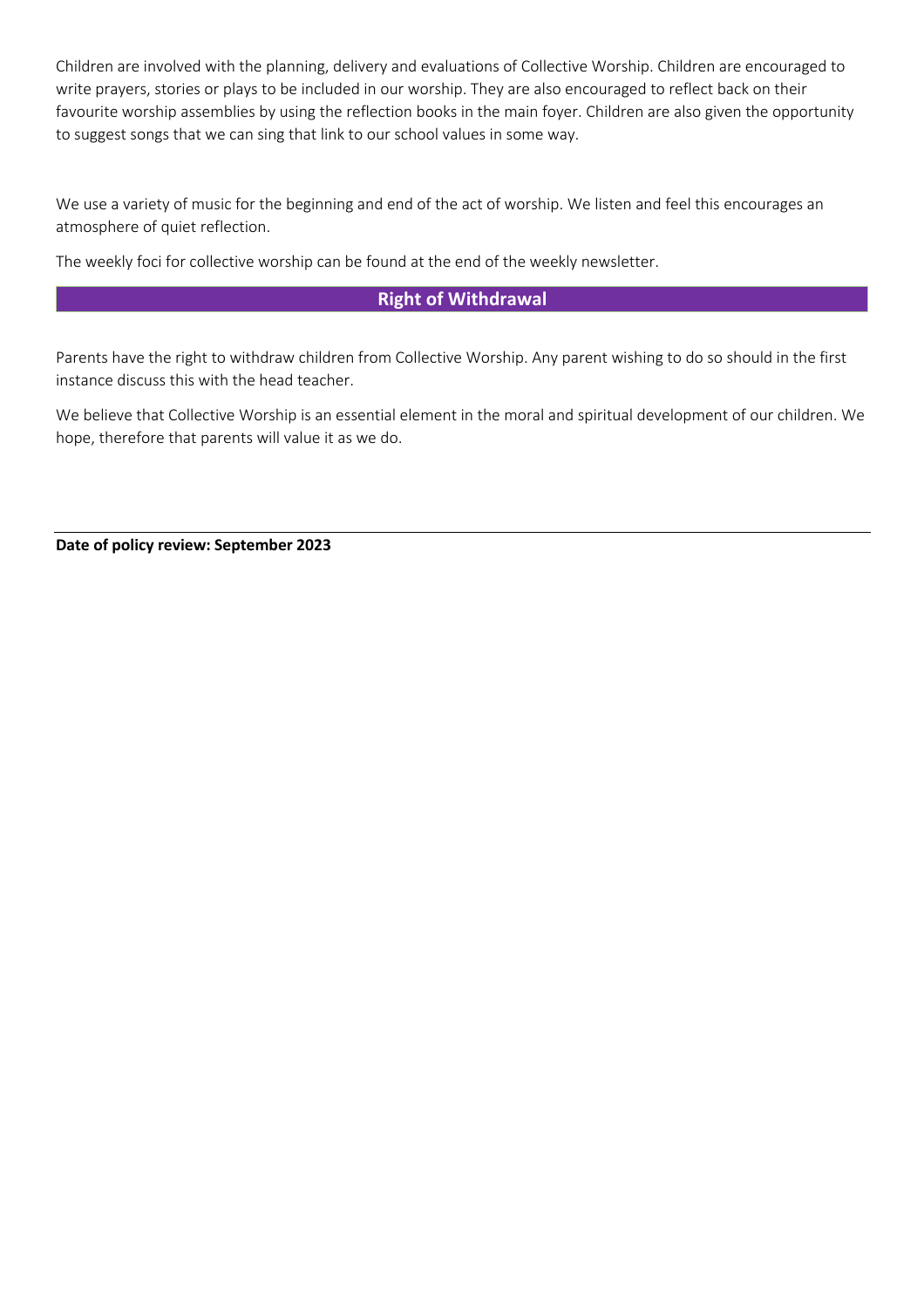Children are involved with the planning, delivery and evaluations of Collective Worship. Children are encouraged to write prayers, stories or plays to be included in our worship. They are also encouraged to reflect back on their favourite worship assemblies by using the reflection books in the main foyer. Children are also given the opportunity to suggest songs that we can sing that link to our school values in some way.

We use a variety of music for the beginning and end of the act of worship. We listen and feel this encourages an atmosphere of quiet reflection.

The weekly foci for collective worship can be found at the end of the weekly newsletter.

## Right of Withdrawal

Parents have the right to withdraw children from Collective Worship. Any parent wishing to do so should in the first instance discuss this with the head teacher.

We believe that Collective Worship is an essential element in the moral and spiritual development of our children. We hope, therefore that parents will value it as we do.

---

**Date of policy review: September 2023**